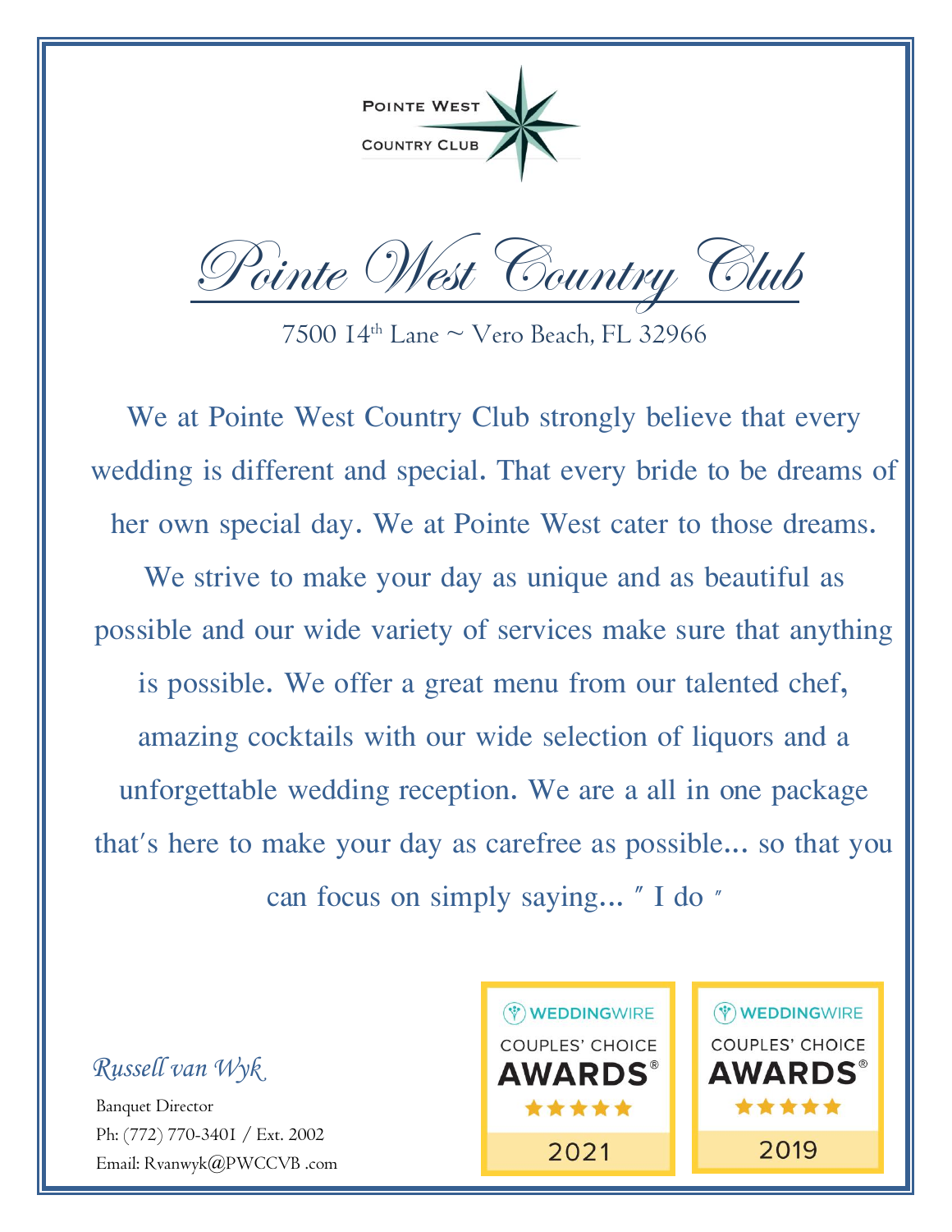POINTE WEST COUNTRY CLUB

# *Pointe West Country Club*

7500 14th Lane ~ Vero Beach, FL 32966

We at Pointe West Country Club strongly believe that every wedding is different and special. That every bride to be dreams of her own special day. We at Pointe West cater to those dreams. We strive to make your day as unique and as beautiful as possible and our wide variety of services make sure that anything is possible. We offer a great menu from our talented chef, amazing cocktails with our wide selection of liquors and a unforgettable wedding reception. We are a all in one package that's here to make your day as carefree as possible... so that you can focus on simply saying... " I do "

*Russell van Wyk*

Banquet Director

Ph: (772) 770-3401 / Ext. 2002

Email: Rvanwyk@PWCCVB .com

WEDDINGWIRE COUPLES' CHOICE AWARDS® ★★★★★ 2021

WEDDINGWIRE COUPLES' CHOICE AWARDS® ★★★★★ 2019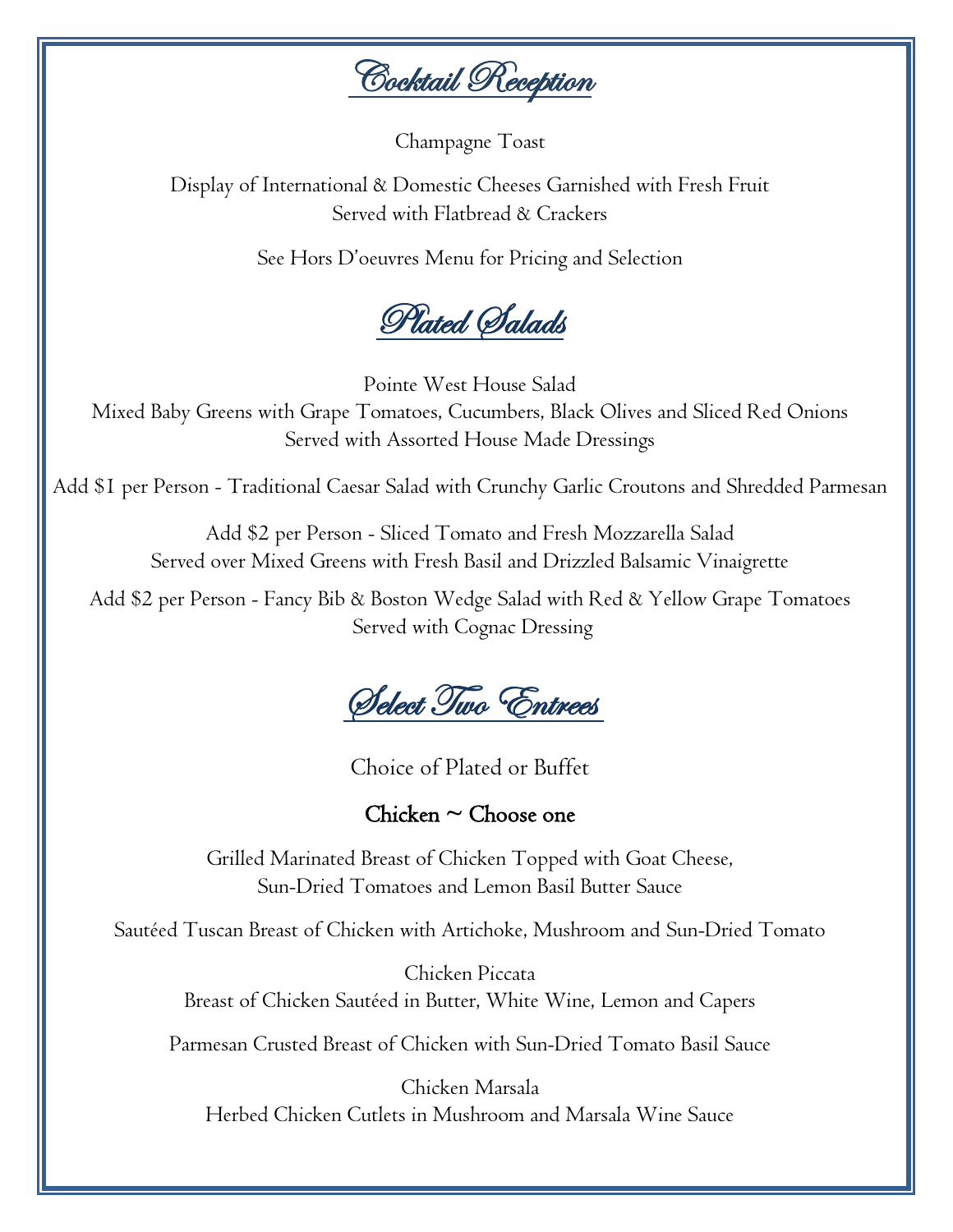# Cocktail Reception

Champagne Toast

Display of International & Domestic Cheeses Garnished with Fresh Fruit
Served with Flatbread & Crackers

See Hors D'oeuvres Menu for Pricing and Selection

# Plated Salads

Pointe West House Salad
Mixed Baby Greens with Grape Tomatoes, Cucumbers, Black Olives and Sliced Red Onions
Served with Assorted House Made Dressings

Add $1 per Person - Traditional Caesar Salad with Crunchy Garlic Croutons and Shredded Parmesan

Add $2 per Person - Sliced Tomato and Fresh Mozzarella Salad
Served over Mixed Greens with Fresh Basil and Drizzled Balsamic Vinaigrette

Add $2 per Person - Fancy Bib & Boston Wedge Salad with Red & Yellow Grape Tomatoes
Served with Cognac Dressing

# Select Two Entrees

Choice of Plated or Buffet

## Chicken ~ Choose one

Grilled Marinated Breast of Chicken Topped with Goat Cheese,
Sun-Dried Tomatoes and Lemon Basil Butter Sauce

Sautéed Tuscan Breast of Chicken with Artichoke, Mushroom and Sun-Dried Tomato

Chicken Piccata
Breast of Chicken Sautéed in Butter, White Wine, Lemon and Capers

Parmesan Crusted Breast of Chicken with Sun-Dried Tomato Basil Sauce

Chicken Marsala
Herbed Chicken Cutlets in Mushroom and Marsala Wine Sauce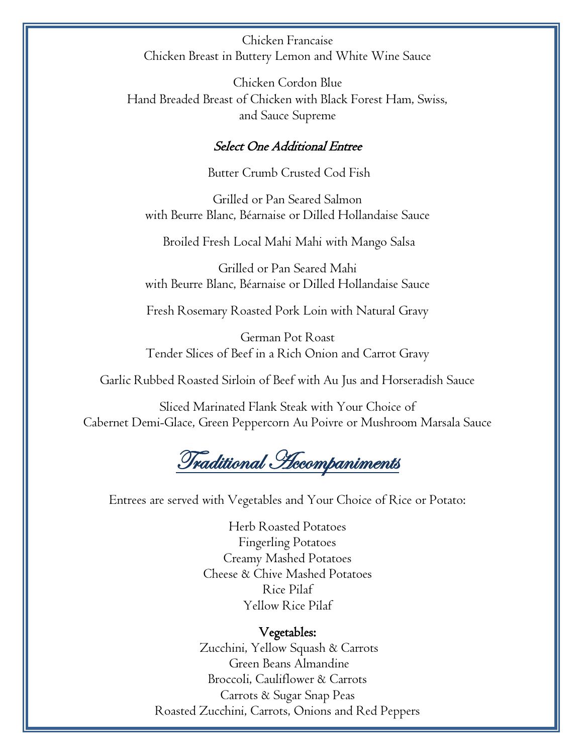Chicken Francaise
Chicken Breast in Buttery Lemon and White Wine Sauce

Chicken Cordon Blue
Hand Breaded Breast of Chicken with Black Forest Ham, Swiss, and Sauce Supreme

***Select One Additional Entree***

Butter Crumb Crusted Cod Fish

Grilled or Pan Seared Salmon
with Beurre Blanc, Béarnaise or Dilled Hollandaise Sauce

Broiled Fresh Local Mahi Mahi with Mango Salsa

Grilled or Pan Seared Mahi
with Beurre Blanc, Béarnaise or Dilled Hollandaise Sauce

Fresh Rosemary Roasted Pork Loin with Natural Gravy

German Pot Roast
Tender Slices of Beef in a Rich Onion and Carrot Gravy

Garlic Rubbed Roasted Sirloin of Beef with Au Jus and Horseradish Sauce

Sliced Marinated Flank Steak with Your Choice of
Cabernet Demi-Glace, Green Peppercorn Au Poivre or Mushroom Marsala Sauce

## Traditional Accompaniments

Entrees are served with Vegetables and Your Choice of Rice or Potato:

Herb Roasted Potatoes
Fingerling Potatoes
Creamy Mashed Potatoes
Cheese & Chive Mashed Potatoes
Rice Pilaf
Yellow Rice Pilaf

**Vegetables:**
Zucchini, Yellow Squash & Carrots
Green Beans Almandine
Broccoli, Cauliflower & Carrots
Carrots & Sugar Snap Peas
Roasted Zucchini, Carrots, Onions and Red Peppers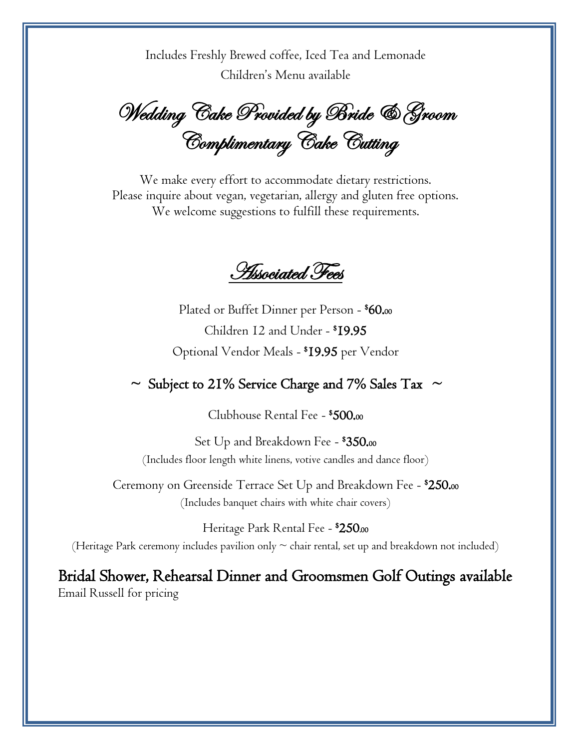Includes Freshly Brewed coffee, Iced Tea and Lemonade
Children's Menu available

## Wedding Cake Provided by Bride & Groom
## Complimentary Cake Cutting

We make every effort to accommodate dietary restrictions.
Please inquire about vegan, vegetarian, allergy and gluten free options.
We welcome suggestions to fulfill these requirements.

## Associated Fees

Plated or Buffet Dinner per Person - $60.00

Children 12 and Under - $19.95

Optional Vendor Meals - $19.95 per Vendor

**~ Subject to 21% Service Charge and 7% Sales Tax ~**

Clubhouse Rental Fee - $500.00

Set Up and Breakdown Fee - $350.00
(Includes floor length white linens, votive candles and dance floor)

Ceremony on Greenside Terrace Set Up and Breakdown Fee - $250.00
(Includes banquet chairs with white chair covers)

Heritage Park Rental Fee - $250.00
(Heritage Park ceremony includes pavilion only ~ chair rental, set up and breakdown not included)

**Bridal Shower, Rehearsal Dinner and Groomsmen Golf Outings available**
Email Russell for pricing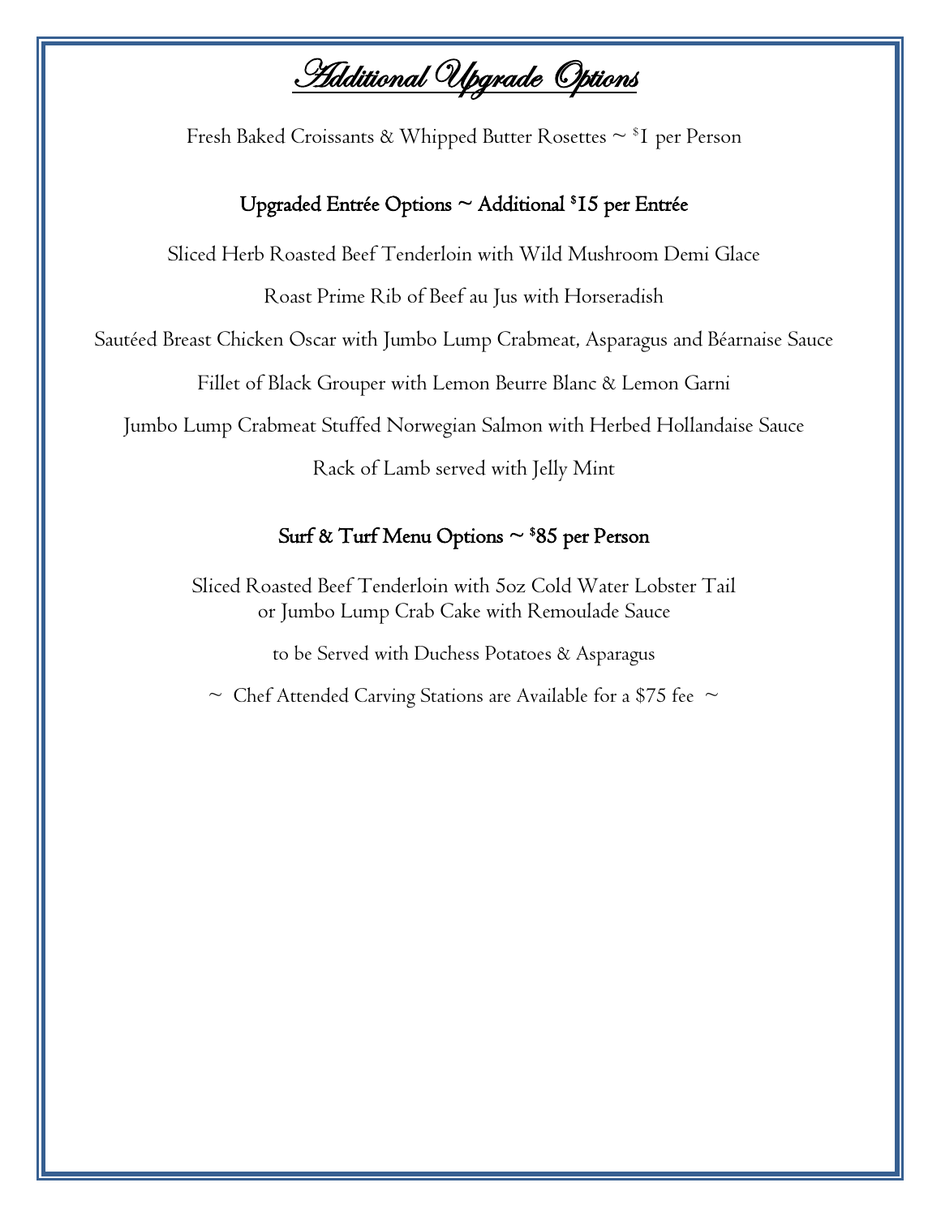# Additional Upgrade Options

Fresh Baked Croissants & Whipped Butter Rosettes ~ $1 per Person

## Upgraded Entrée Options ~ Additional $15 per Entrée

Sliced Herb Roasted Beef Tenderloin with Wild Mushroom Demi Glace

Roast Prime Rib of Beef au Jus with Horseradish

Sautéed Breast Chicken Oscar with Jumbo Lump Crabmeat, Asparagus and Béarnaise Sauce

Fillet of Black Grouper with Lemon Beurre Blanc & Lemon Garni

Jumbo Lump Crabmeat Stuffed Norwegian Salmon with Herbed Hollandaise Sauce

Rack of Lamb served with Jelly Mint

## Surf & Turf Menu Options ~ $85 per Person

Sliced Roasted Beef Tenderloin with 5oz Cold Water Lobster Tail
or Jumbo Lump Crab Cake with Remoulade Sauce

to be Served with Duchess Potatoes & Asparagus

~ Chef Attended Carving Stations are Available for a $75 fee ~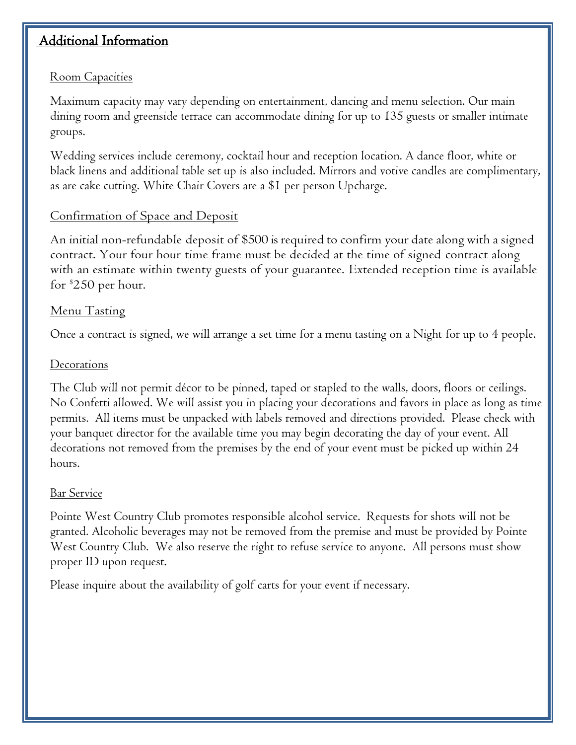# Additional Information

### Room Capacities

Maximum capacity may vary depending on entertainment, dancing and menu selection. Our main dining room and greenside terrace can accommodate dining for up to 135 guests or smaller intimate groups.

Wedding services include ceremony, cocktail hour and reception location. A dance floor, white or black linens and additional table set up is also included. Mirrors and votive candles are complimentary, as are cake cutting. White Chair Covers are a $1 per person Upcharge.

### Confirmation of Space and Deposit

An initial non-refundable deposit of $500 is required to confirm your date along with a signed contract. Your four hour time frame must be decided at the time of signed contract along with an estimate within twenty guests of your guarantee. Extended reception time is available for $250 per hour.

### Menu Tasting

Once a contract is signed, we will arrange a set time for a menu tasting on a Night for up to 4 people.

### Decorations

The Club will not permit décor to be pinned, taped or stapled to the walls, doors, floors or ceilings. No Confetti allowed. We will assist you in placing your decorations and favors in place as long as time permits. All items must be unpacked with labels removed and directions provided. Please check with your banquet director for the available time you may begin decorating the day of your event. All decorations not removed from the premises by the end of your event must be picked up within 24 hours.

### Bar Service

Pointe West Country Club promotes responsible alcohol service. Requests for shots will not be granted. Alcoholic beverages may not be removed from the premise and must be provided by Pointe West Country Club. We also reserve the right to refuse service to anyone. All persons must show proper ID upon request.

Please inquire about the availability of golf carts for your event if necessary.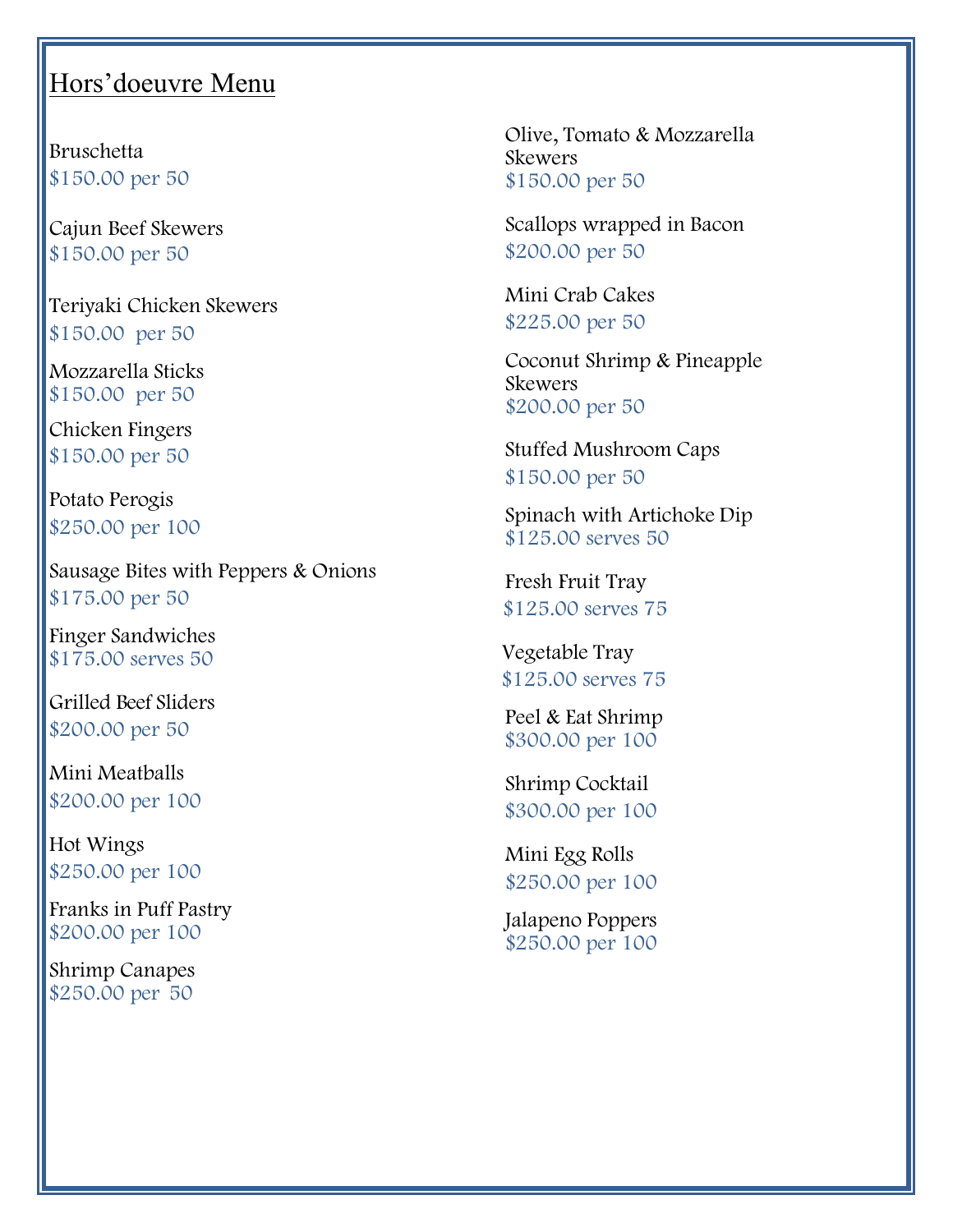# Hors'doeuvre Menu

Bruschetta
$150.00 per 50

Cajun Beef Skewers
$150.00 per 50

Teriyaki Chicken Skewers
$150.00 per 50

Mozzarella Sticks
$150.00 per 50

Chicken Fingers
$150.00 per 50

Potato Perogis
$250.00 per 100

Sausage Bites with Peppers & Onions
$175.00 per 50

Finger Sandwiches
$175.00 serves 50

Grilled Beef Sliders
$200.00 per 50

Mini Meatballs
$200.00 per 100

Hot Wings
$250.00 per 100

Franks in Puff Pastry
$200.00 per 100

Shrimp Canapes
$250.00 per 50

Olive, Tomato & Mozzarella Skewers
$150.00 per 50

Scallops wrapped in Bacon
$200.00 per 50

Mini Crab Cakes
$225.00 per 50

Coconut Shrimp & Pineapple Skewers
$200.00 per 50

Stuffed Mushroom Caps
$150.00 per 50

Spinach with Artichoke Dip
$125.00 serves 50

Fresh Fruit Tray
$125.00 serves 75

Vegetable Tray
$125.00 serves 75

Peel & Eat Shrimp
$300.00 per 100

Shrimp Cocktail
$300.00 per 100

Mini Egg Rolls
$250.00 per 100

Jalapeno Poppers
$250.00 per 100